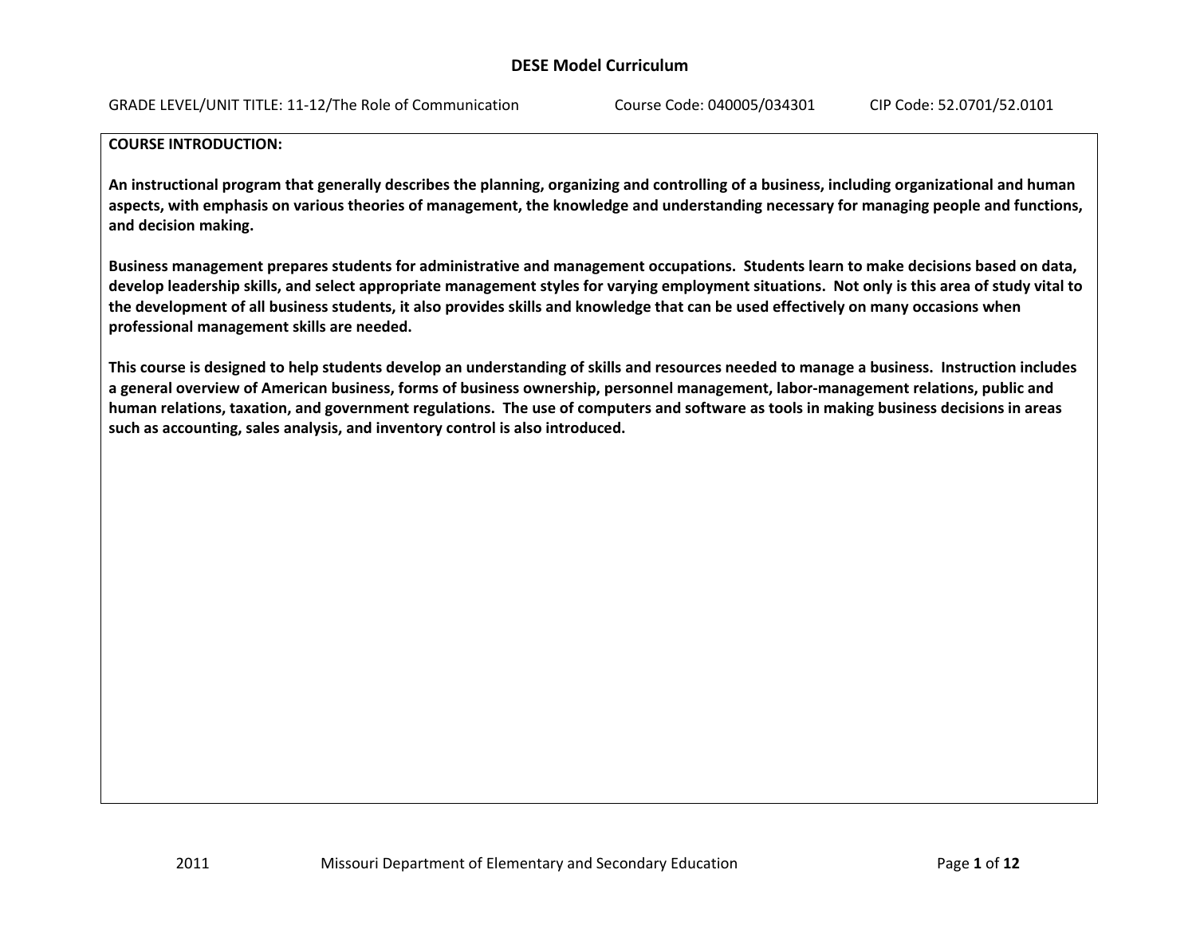# DESE Model Curriculum

GRADE LEVEL/UNIT TITLE: 11-12/The Role of Communication Course Code: 040005/034301 CIP Code: 52.0701/52.0101

**COURSE INTRODUCTION:**

**An instructional program that generally describes the planning, organizing and controlling of a business, including organizational and human aspects, with emphasis on various theories of management, the knowledge and understanding necessary for managing people and functions, and decision making.**

**Business management prepares students for administrative and management occupations. Students learn to make decisions based on data, develop leadership skills, and select appropriate management styles for varying employment situations. Not only is this area of study vital to the development of all business students, it also provides skills and knowledge that can be used effectively on many occasions when professional management skills are needed.**

**This course is designed to help students develop an understanding of skills and resources needed to manage a business. Instruction includes a general overview of American business, forms of business ownership, personnel management, labor-management relations, public and human relations, taxation, and government regulations. The use of computers and software as tools in making business decisions in areas such as accounting, sales analysis, and inventory control is also introduced.**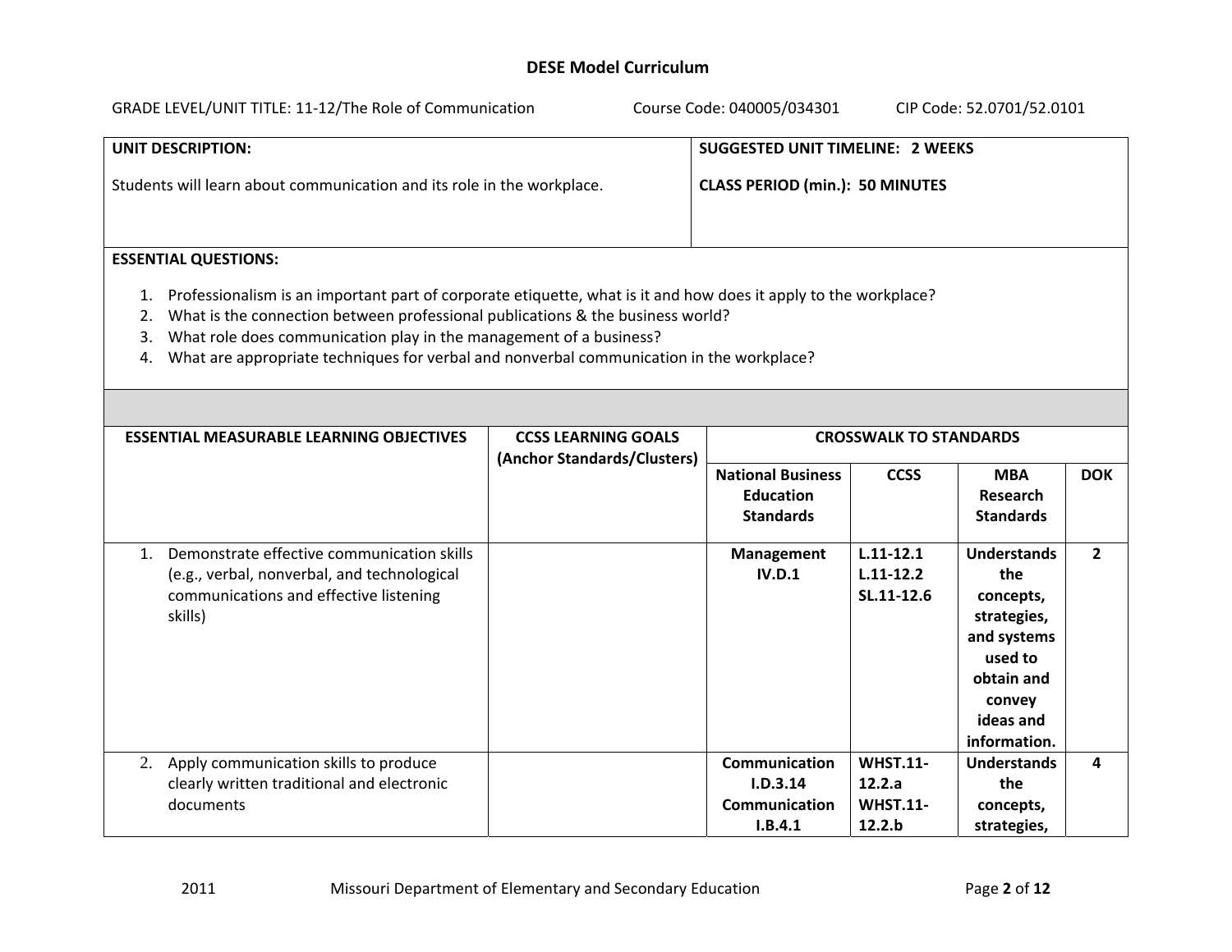# DESE Model Curriculum

GRADE LEVEL/UNIT TITLE: 11-12/The Role of Communication Course Code: 040005/034301 CIP Code: 52.0701/52.0101

| UNIT DESCRIPTION: | SUGGESTED UNIT TIMELINE: 2 WEEKS |
|---|---|
| Students will learn about communication and its role in the workplace. | CLASS PERIOD (min.): 50 MINUTES |

**ESSENTIAL QUESTIONS:**

1. Professionalism is an important part of corporate etiquette, what is it and how does it apply to the workplace?
2. What is the connection between professional publications & the business world?
3. What role does communication play in the management of a business?
4. What are appropriate techniques for verbal and nonverbal communication in the workplace?

| ESSENTIAL MEASURABLE LEARNING OBJECTIVES | CCSS LEARNING GOALS (Anchor Standards/Clusters) | CROSSWALK TO STANDARDS | | | |
|---|---|---|---|---|---|
| | | National Business Education Standards | CCSS | MBA Research Standards | DOK |
| 1. Demonstrate effective communication skills (e.g., verbal, nonverbal, and technological communications and effective listening skills) | | **Management IV.D.1** | **L.11-12.1 L.11-12.2 SL.11-12.6** | **Understands the concepts, strategies, and systems used to obtain and convey ideas and information.** | **2** |
| 2. Apply communication skills to produce clearly written traditional and electronic documents | | **Communication I.D.3.14 Communication I.B.4.1** | **WHST.11-12.2.a WHST.11-12.2.b** | **Understands the concepts, strategies,** | **4** |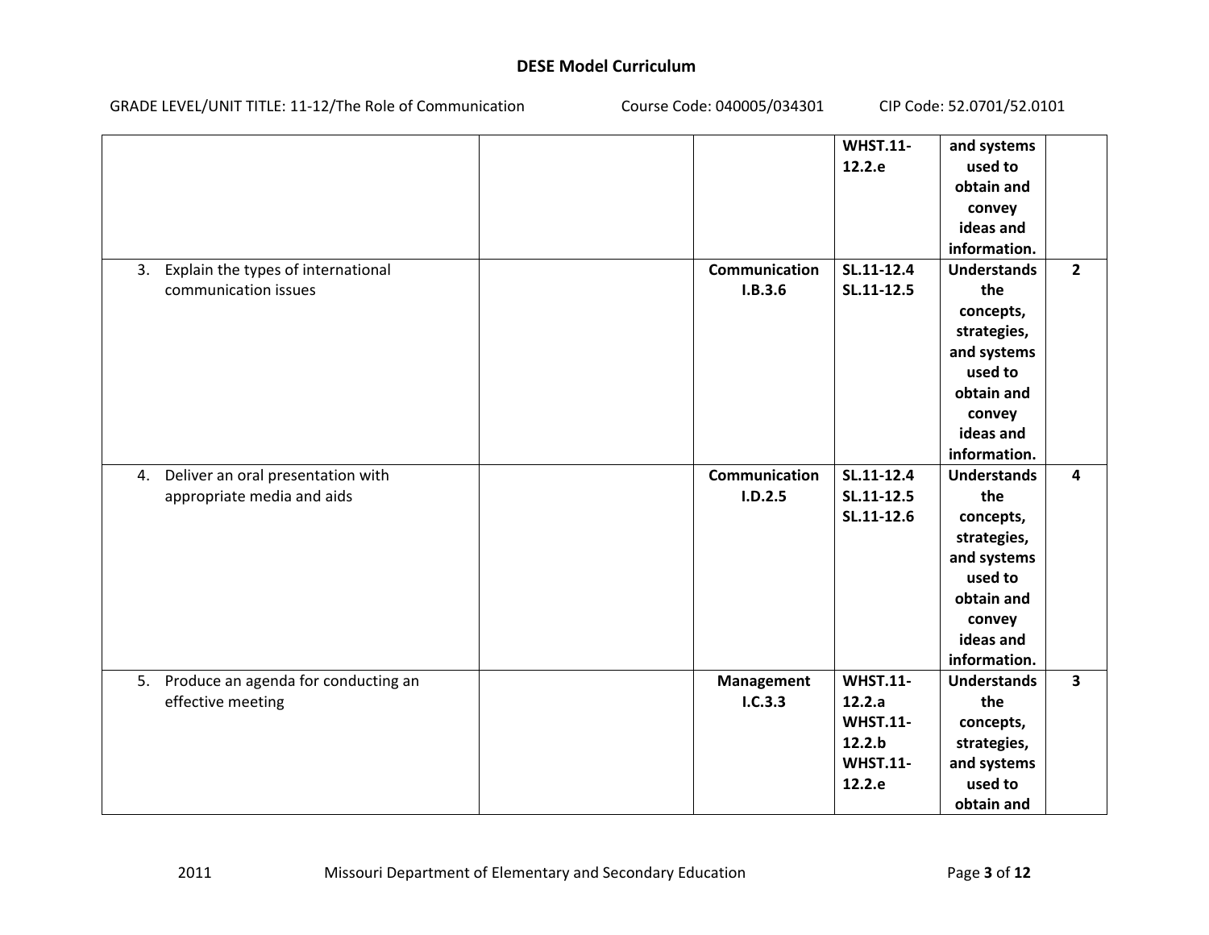**DESE Model Curriculum**

GRADE LEVEL/UNIT TITLE: 11-12/The Role of Communication Course Code: 040005/034301 CIP Code: 52.0701/52.0101

| | | | | | |
|---|---|---|---|---|---|
| | | | **WHST.11-12.2.e** | **and systems used to obtain and convey ideas and information.** | |
| 3. Explain the types of international communication issues | | **Communication I.B.3.6** | **SL.11-12.4 SL.11-12.5** | **Understands the concepts, strategies, and systems used to obtain and convey ideas and information.** | **2** |
| 4. Deliver an oral presentation with appropriate media and aids | | **Communication I.D.2.5** | **SL.11-12.4 SL.11-12.5 SL.11-12.6** | **Understands the concepts, strategies, and systems used to obtain and convey ideas and information.** | **4** |
| 5. Produce an agenda for conducting an effective meeting | | **Management I.C.3.3** | **WHST.11-12.2.a WHST.11-12.2.b WHST.11-12.2.e** | **Understands the concepts, strategies, and systems used to obtain and** | **3** |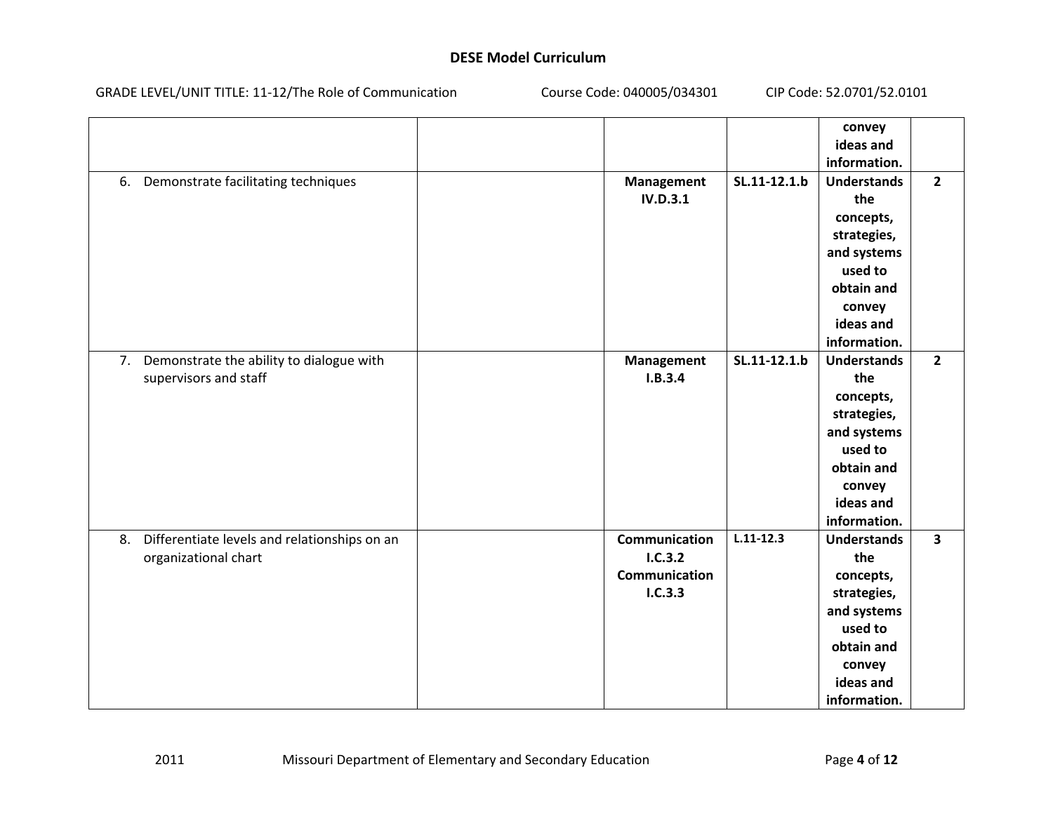# DESE Model Curriculum

GRADE LEVEL/UNIT TITLE: 11-12/The Role of Communication Course Code: 040005/034301 CIP Code: 52.0701/52.0101

| | | | | | |
|---|---|---|---|---|---|
| | | | | **convey ideas and information.** | |
| 6. Demonstrate facilitating techniques | | **Management IV.D.3.1** | **SL.11-12.1.b** | **Understands the concepts, strategies, and systems used to obtain and convey ideas and information.** | **2** |
| 7. Demonstrate the ability to dialogue with supervisors and staff | | **Management I.B.3.4** | **SL.11-12.1.b** | **Understands the concepts, strategies, and systems used to obtain and convey ideas and information.** | **2** |
| 8. Differentiate levels and relationships on an organizational chart | | **Communication I.C.3.2 Communication I.C.3.3** | **L.11-12.3** | **Understands the concepts, strategies, and systems used to obtain and convey ideas and information.** | **3** |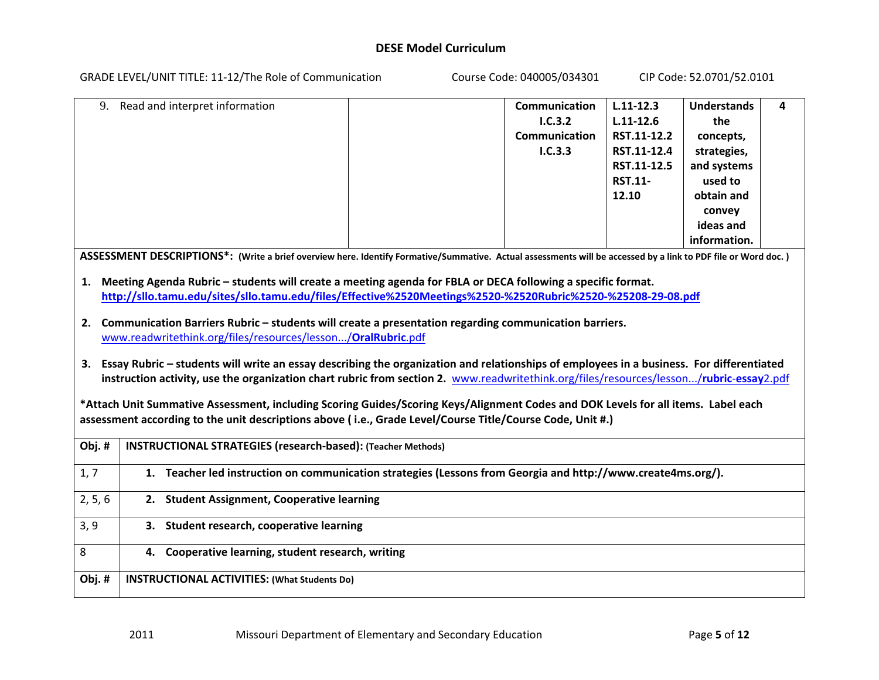# DESE Model Curriculum

GRADE LEVEL/UNIT TITLE: 11-12/The Role of Communication Course Code: 040005/034301 CIP Code: 52.0701/52.0101

| | | | | | |
|---|---|---|---|---|---|
| 9. Read and interpret information | | **Communication I.C.3.2 Communication I.C.3.3** | **L.11-12.3 L.11-12.6 RST.11-12.2 RST.11-12.4 RST.11-12.5 RST.11-12.10** | **Understands the concepts, strategies, and systems used to obtain and convey ideas and information.** | **4** |

**ASSESSMENT DESCRIPTIONS*:** **(Write a brief overview here. Identify Formative/Summative. Actual assessments will be accessed by a link to PDF file or Word doc. )**

1. **Meeting Agenda Rubric – students will create a meeting agenda for FBLA or DECA following a specific format.** **http://sllo.tamu.edu/sites/sllo.tamu.edu/files/Effective%2520Meetings%2520-%2520Rubric%2520-%25208-29-08.pdf**
2. **Communication Barriers Rubric – students will create a presentation regarding communication barriers.** www.readwritethink.org/files/resources/lesson.../**OralRubric**.pdf
3. **Essay Rubric – students will write an essay describing the organization and relationships of employees in a business. For differentiated instruction activity, use the organization chart rubric from section 2.** www.readwritethink.org/files/resources/lesson.../**rubric**-**essay**2.pdf

***Attach Unit Summative Assessment, including Scoring Guides/Scoring Keys/Alignment Codes and DOK Levels for all items. Label each assessment according to the unit descriptions above ( i.e., Grade Level/Course Title/Course Code, Unit #.)**

| **Obj. #** | **INSTRUCTIONAL STRATEGIES (research-based): (Teacher Methods)** |
|---|---|
| 1, 7 | **1. Teacher led instruction on communication strategies (Lessons from Georgia and http://www.create4ms.org/).** |
| 2, 5, 6 | **2. Student Assignment, Cooperative learning** |
| 3, 9 | **3. Student research, cooperative learning** |
| 8 | **4. Cooperative learning, student research, writing** |
| **Obj. #** | **INSTRUCTIONAL ACTIVITIES: (What Students Do)** |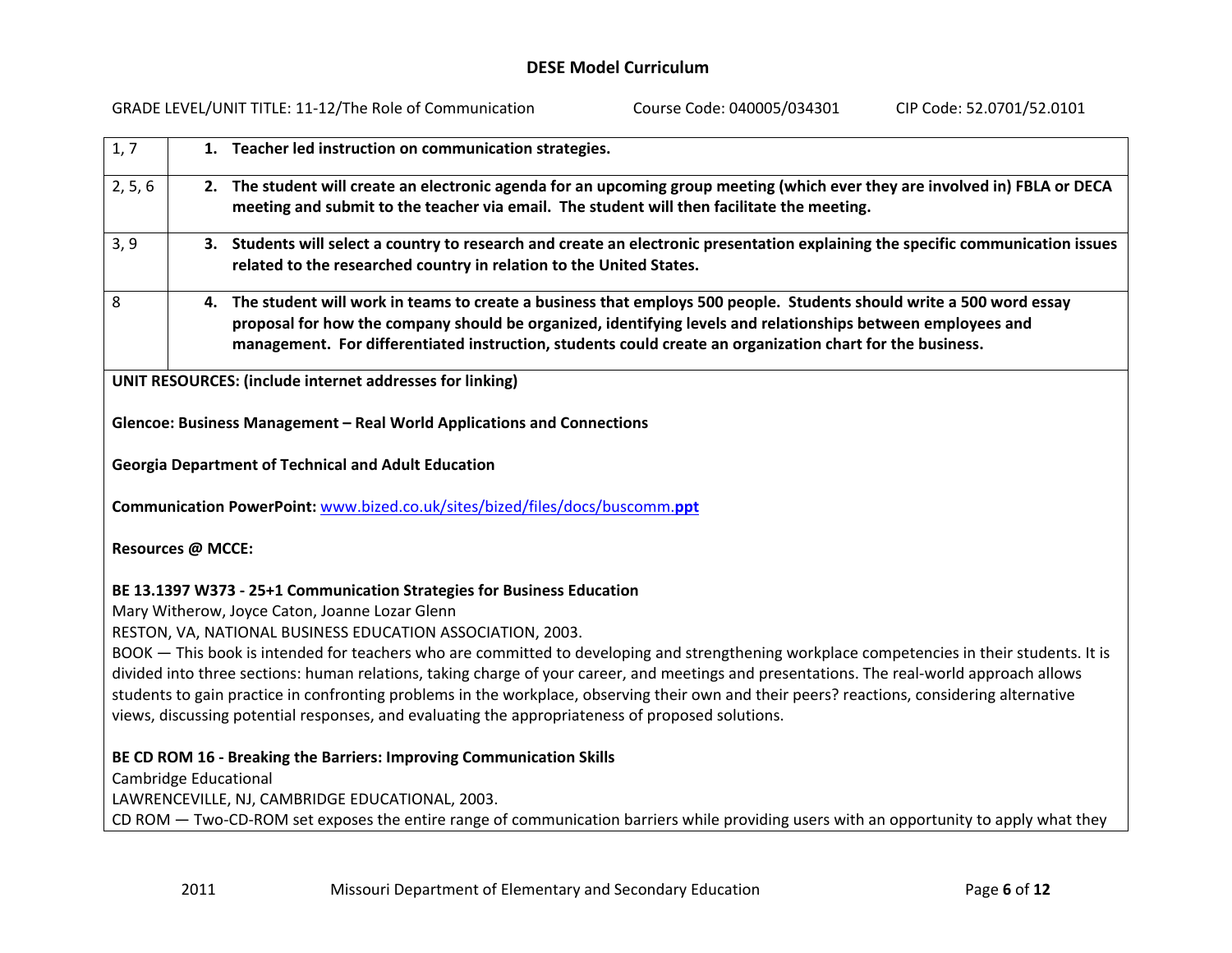**DESE Model Curriculum**

GRADE LEVEL/UNIT TITLE: 11-12/The Role of Communication  Course Code: 040005/034301  CIP Code: 52.0701/52.0101

| | |
|---|---|
| 1, 7 | **1. Teacher led instruction on communication strategies.** |
| 2, 5, 6 | **2. The student will create an electronic agenda for an upcoming group meeting (which ever they are involved in) FBLA or DECA meeting and submit to the teacher via email. The student will then facilitate the meeting.** |
| 3, 9 | **3. Students will select a country to research and create an electronic presentation explaining the specific communication issues related to the researched country in relation to the United States.** |
| 8 | **4. The student will work in teams to create a business that employs 500 people. Students should write a 500 word essay proposal for how the company should be organized, identifying levels and relationships between employees and management. For differentiated instruction, students could create an organization chart for the business.** |

**UNIT RESOURCES: (include internet addresses for linking)**

**Glencoe: Business Management – Real World Applications and Connections**

**Georgia Department of Technical and Adult Education**

**Communication PowerPoint:** www.bized.co.uk/sites/bized/files/docs/buscomm.**ppt**

**Resources @ MCCE:**

**BE 13.1397 W373 - 25+1 Communication Strategies for Business Education**
Mary Witherow, Joyce Caton, Joanne Lozar Glenn
RESTON, VA, NATIONAL BUSINESS EDUCATION ASSOCIATION, 2003.
BOOK — This book is intended for teachers who are committed to developing and strengthening workplace competencies in their students. It is divided into three sections: human relations, taking charge of your career, and meetings and presentations. The real-world approach allows students to gain practice in confronting problems in the workplace, observing their own and their peers? reactions, considering alternative views, discussing potential responses, and evaluating the appropriateness of proposed solutions.

**BE CD ROM 16 - Breaking the Barriers: Improving Communication Skills**
Cambridge Educational
LAWRENCEVILLE, NJ, CAMBRIDGE EDUCATIONAL, 2003.
CD ROM — Two-CD-ROM set exposes the entire range of communication barriers while providing users with an opportunity to apply what they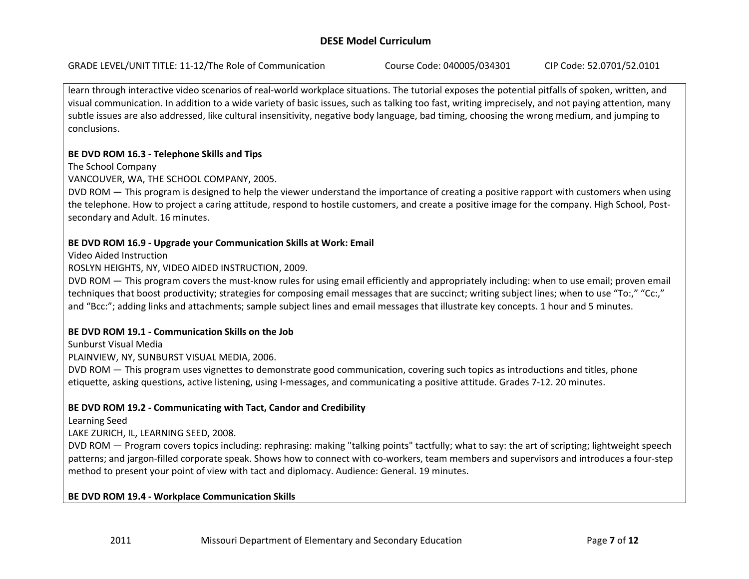learn through interactive video scenarios of real-world workplace situations. The tutorial exposes the potential pitfalls of spoken, written, and visual communication. In addition to a wide variety of basic issues, such as talking too fast, writing imprecisely, and not paying attention, many subtle issues are also addressed, like cultural insensitivity, negative body language, bad timing, choosing the wrong medium, and jumping to conclusions.

**BE DVD ROM 16.3 - Telephone Skills and Tips**
The School Company
VANCOUVER, WA, THE SCHOOL COMPANY, 2005.
DVD ROM — This program is designed to help the viewer understand the importance of creating a positive rapport with customers when using the telephone. How to project a caring attitude, respond to hostile customers, and create a positive image for the company. High School, Post-secondary and Adult. 16 minutes.

**BE DVD ROM 16.9 - Upgrade your Communication Skills at Work: Email**
Video Aided Instruction
ROSLYN HEIGHTS, NY, VIDEO AIDED INSTRUCTION, 2009.
DVD ROM — This program covers the must-know rules for using email efficiently and appropriately including: when to use email; proven email techniques that boost productivity; strategies for composing email messages that are succinct; writing subject lines; when to use “To:,” “Cc:,” and “Bcc:”; adding links and attachments; sample subject lines and email messages that illustrate key concepts. 1 hour and 5 minutes.

**BE DVD ROM 19.1 - Communication Skills on the Job**
Sunburst Visual Media
PLAINVIEW, NY, SUNBURST VISUAL MEDIA, 2006.
DVD ROM — This program uses vignettes to demonstrate good communication, covering such topics as introductions and titles, phone etiquette, asking questions, active listening, using I-messages, and communicating a positive attitude. Grades 7-12. 20 minutes.

**BE DVD ROM 19.2 - Communicating with Tact, Candor and Credibility**
Learning Seed
LAKE ZURICH, IL, LEARNING SEED, 2008.
DVD ROM — Program covers topics including: rephrasing: making "talking points" tactfully; what to say: the art of scripting; lightweight speech patterns; and jargon-filled corporate speak. Shows how to connect with co-workers, team members and supervisors and introduces a four-step method to present your point of view with tact and diplomacy. Audience: General. 19 minutes.

**BE DVD ROM 19.4 - Workplace Communication Skills**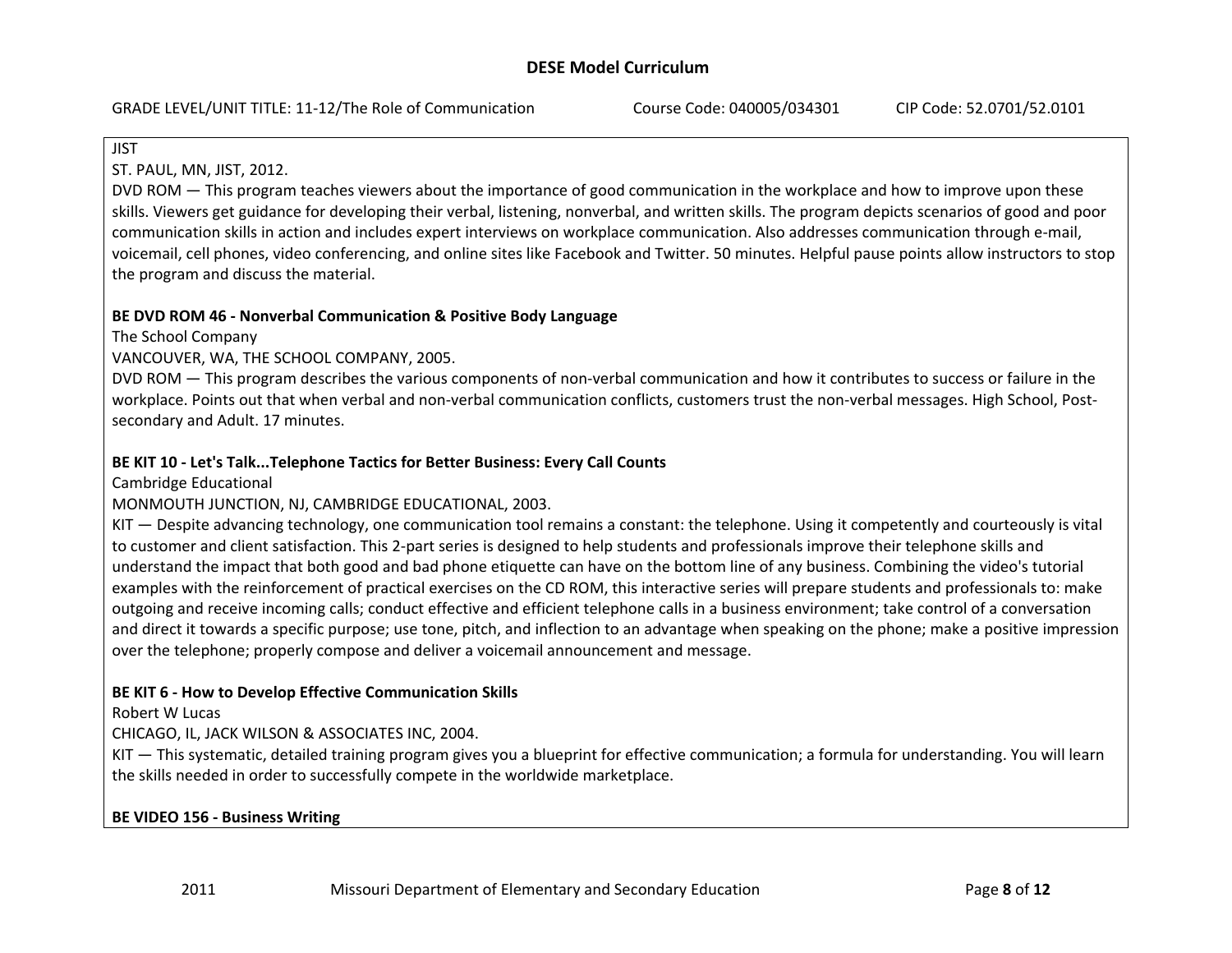JIST

ST. PAUL, MN, JIST, 2012.

DVD ROM — This program teaches viewers about the importance of good communication in the workplace and how to improve upon these skills. Viewers get guidance for developing their verbal, listening, nonverbal, and written skills. The program depicts scenarios of good and poor communication skills in action and includes expert interviews on workplace communication. Also addresses communication through e-mail, voicemail, cell phones, video conferencing, and online sites like Facebook and Twitter. 50 minutes. Helpful pause points allow instructors to stop the program and discuss the material.

**BE DVD ROM 46 - Nonverbal Communication & Positive Body Language**

The School Company

VANCOUVER, WA, THE SCHOOL COMPANY, 2005.

DVD ROM — This program describes the various components of non-verbal communication and how it contributes to success or failure in the workplace. Points out that when verbal and non-verbal communication conflicts, customers trust the non-verbal messages. High School, Post-secondary and Adult. 17 minutes.

**BE KIT 10 - Let's Talk...Telephone Tactics for Better Business: Every Call Counts**

Cambridge Educational

MONMOUTH JUNCTION, NJ, CAMBRIDGE EDUCATIONAL, 2003.

KIT — Despite advancing technology, one communication tool remains a constant: the telephone. Using it competently and courteously is vital to customer and client satisfaction. This 2-part series is designed to help students and professionals improve their telephone skills and understand the impact that both good and bad phone etiquette can have on the bottom line of any business. Combining the video's tutorial examples with the reinforcement of practical exercises on the CD ROM, this interactive series will prepare students and professionals to: make outgoing and receive incoming calls; conduct effective and efficient telephone calls in a business environment; take control of a conversation and direct it towards a specific purpose; use tone, pitch, and inflection to an advantage when speaking on the phone; make a positive impression over the telephone; properly compose and deliver a voicemail announcement and message.

**BE KIT 6 - How to Develop Effective Communication Skills**

Robert W Lucas

CHICAGO, IL, JACK WILSON & ASSOCIATES INC, 2004.

KIT — This systematic, detailed training program gives you a blueprint for effective communication; a formula for understanding. You will learn the skills needed in order to successfully compete in the worldwide marketplace.

**BE VIDEO 156 - Business Writing**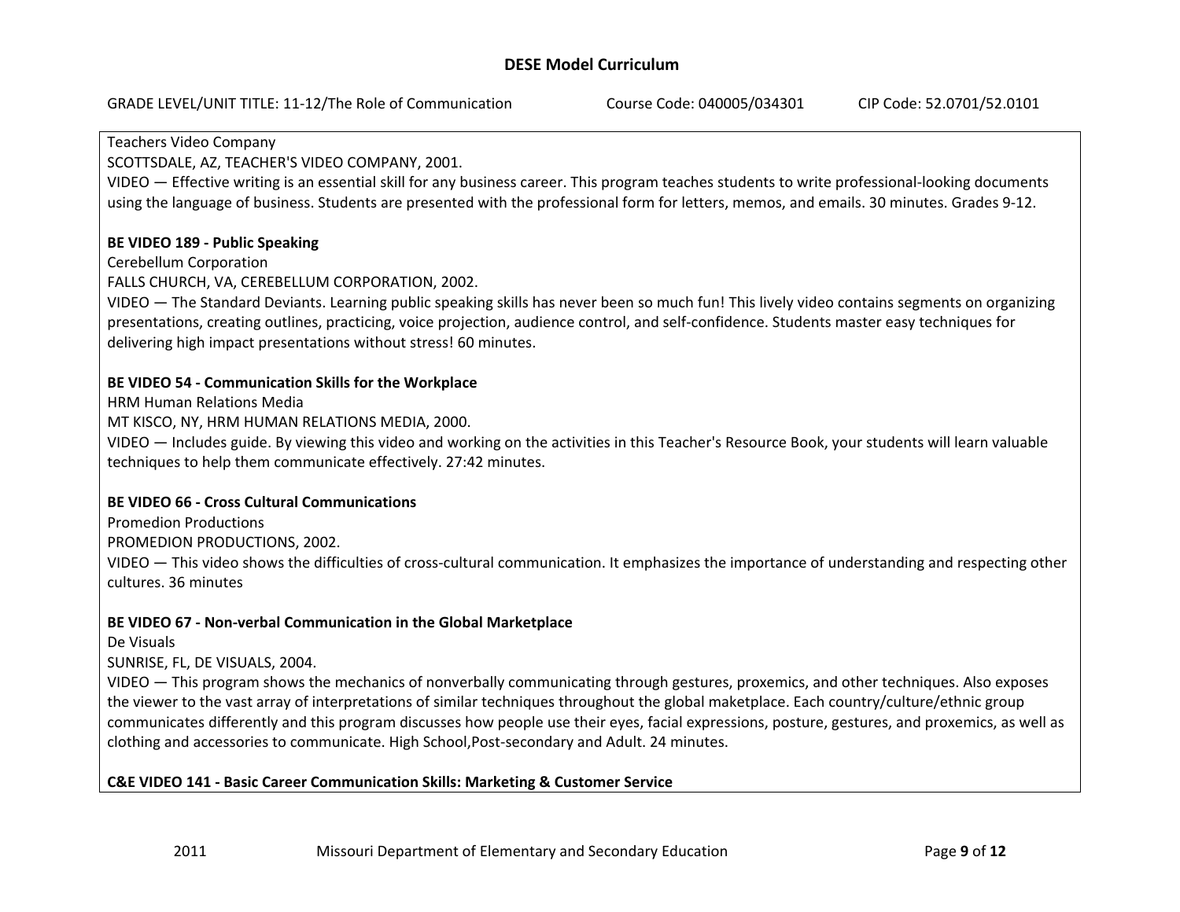Teachers Video Company
SCOTTSDALE, AZ, TEACHER'S VIDEO COMPANY, 2001.
VIDEO — Effective writing is an essential skill for any business career. This program teaches students to write professional-looking documents using the language of business. Students are presented with the professional form for letters, memos, and emails. 30 minutes. Grades 9-12.

**BE VIDEO 189 - Public Speaking**
Cerebellum Corporation
FALLS CHURCH, VA, CEREBELLUM CORPORATION, 2002.
VIDEO — The Standard Deviants. Learning public speaking skills has never been so much fun! This lively video contains segments on organizing presentations, creating outlines, practicing, voice projection, audience control, and self-confidence. Students master easy techniques for delivering high impact presentations without stress! 60 minutes.

**BE VIDEO 54 - Communication Skills for the Workplace**
HRM Human Relations Media
MT KISCO, NY, HRM HUMAN RELATIONS MEDIA, 2000.
VIDEO — Includes guide. By viewing this video and working on the activities in this Teacher's Resource Book, your students will learn valuable techniques to help them communicate effectively. 27:42 minutes.

**BE VIDEO 66 - Cross Cultural Communications**
Promedion Productions
PROMEDION PRODUCTIONS, 2002.
VIDEO — This video shows the difficulties of cross-cultural communication. It emphasizes the importance of understanding and respecting other cultures. 36 minutes

**BE VIDEO 67 - Non-verbal Communication in the Global Marketplace**
De Visuals
SUNRISE, FL, DE VISUALS, 2004.
VIDEO — This program shows the mechanics of nonverbally communicating through gestures, proxemics, and other techniques. Also exposes the viewer to the vast array of interpretations of similar techniques throughout the global maketplace. Each country/culture/ethnic group communicates differently and this program discusses how people use their eyes, facial expressions, posture, gestures, and proxemics, as well as clothing and accessories to communicate. High School,Post-secondary and Adult. 24 minutes.

**C&E VIDEO 141 - Basic Career Communication Skills: Marketing & Customer Service**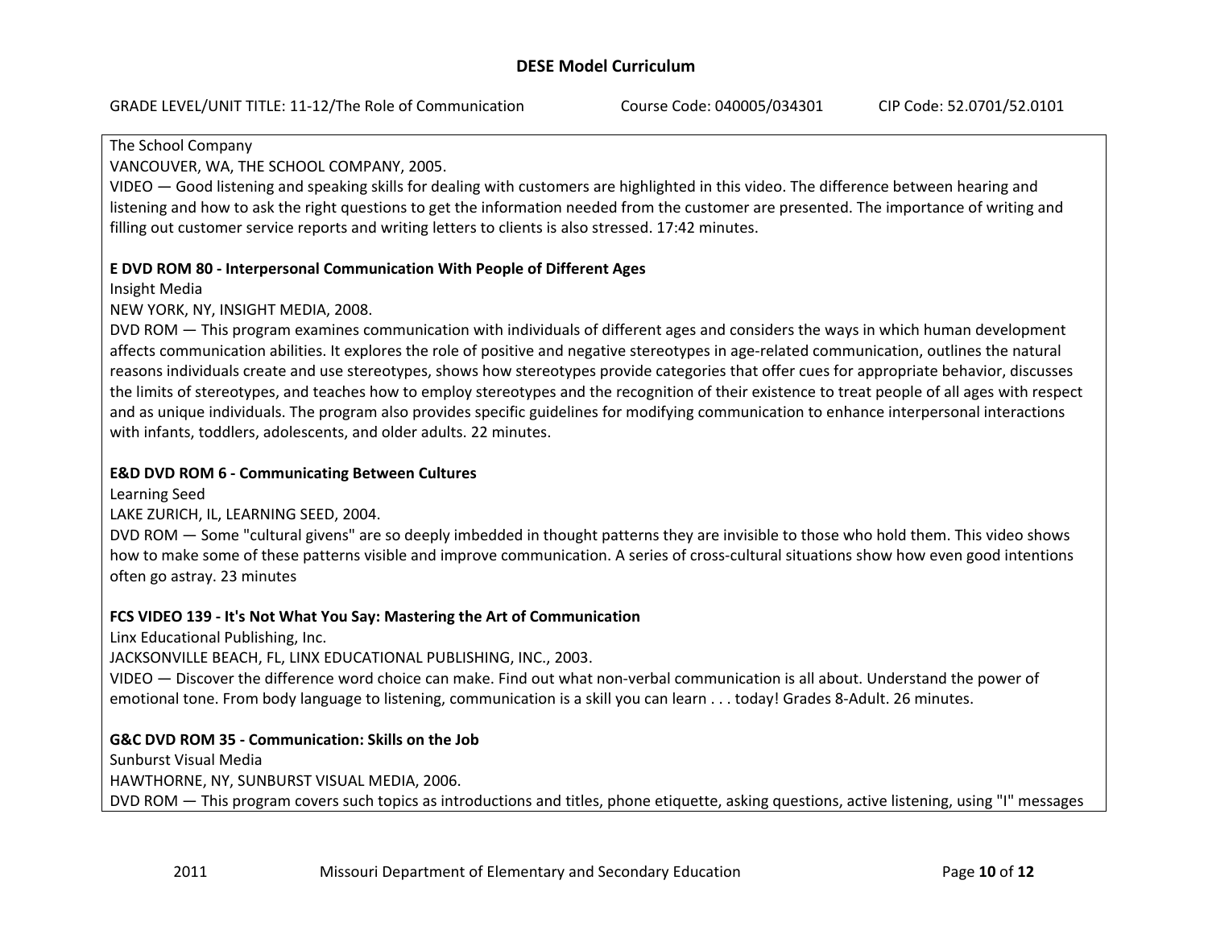The School Company
VANCOUVER, WA, THE SCHOOL COMPANY, 2005.
VIDEO — Good listening and speaking skills for dealing with customers are highlighted in this video. The difference between hearing and listening and how to ask the right questions to get the information needed from the customer are presented. The importance of writing and filling out customer service reports and writing letters to clients is also stressed. 17:42 minutes.

**E DVD ROM 80 - Interpersonal Communication With People of Different Ages**
Insight Media
NEW YORK, NY, INSIGHT MEDIA, 2008.
DVD ROM — This program examines communication with individuals of different ages and considers the ways in which human development affects communication abilities. It explores the role of positive and negative stereotypes in age-related communication, outlines the natural reasons individuals create and use stereotypes, shows how stereotypes provide categories that offer cues for appropriate behavior, discusses the limits of stereotypes, and teaches how to employ stereotypes and the recognition of their existence to treat people of all ages with respect and as unique individuals. The program also provides specific guidelines for modifying communication to enhance interpersonal interactions with infants, toddlers, adolescents, and older adults. 22 minutes.

**E&D DVD ROM 6 - Communicating Between Cultures**
Learning Seed
LAKE ZURICH, IL, LEARNING SEED, 2004.
DVD ROM — Some "cultural givens" are so deeply imbedded in thought patterns they are invisible to those who hold them. This video shows how to make some of these patterns visible and improve communication. A series of cross-cultural situations show how even good intentions often go astray. 23 minutes

**FCS VIDEO 139 - It's Not What You Say: Mastering the Art of Communication**
Linx Educational Publishing, Inc.
JACKSONVILLE BEACH, FL, LINX EDUCATIONAL PUBLISHING, INC., 2003.
VIDEO — Discover the difference word choice can make. Find out what non-verbal communication is all about. Understand the power of emotional tone. From body language to listening, communication is a skill you can learn . . . today! Grades 8-Adult. 26 minutes.

**G&C DVD ROM 35 - Communication: Skills on the Job**
Sunburst Visual Media
HAWTHORNE, NY, SUNBURST VISUAL MEDIA, 2006.
DVD ROM — This program covers such topics as introductions and titles, phone etiquette, asking questions, active listening, using "I" messages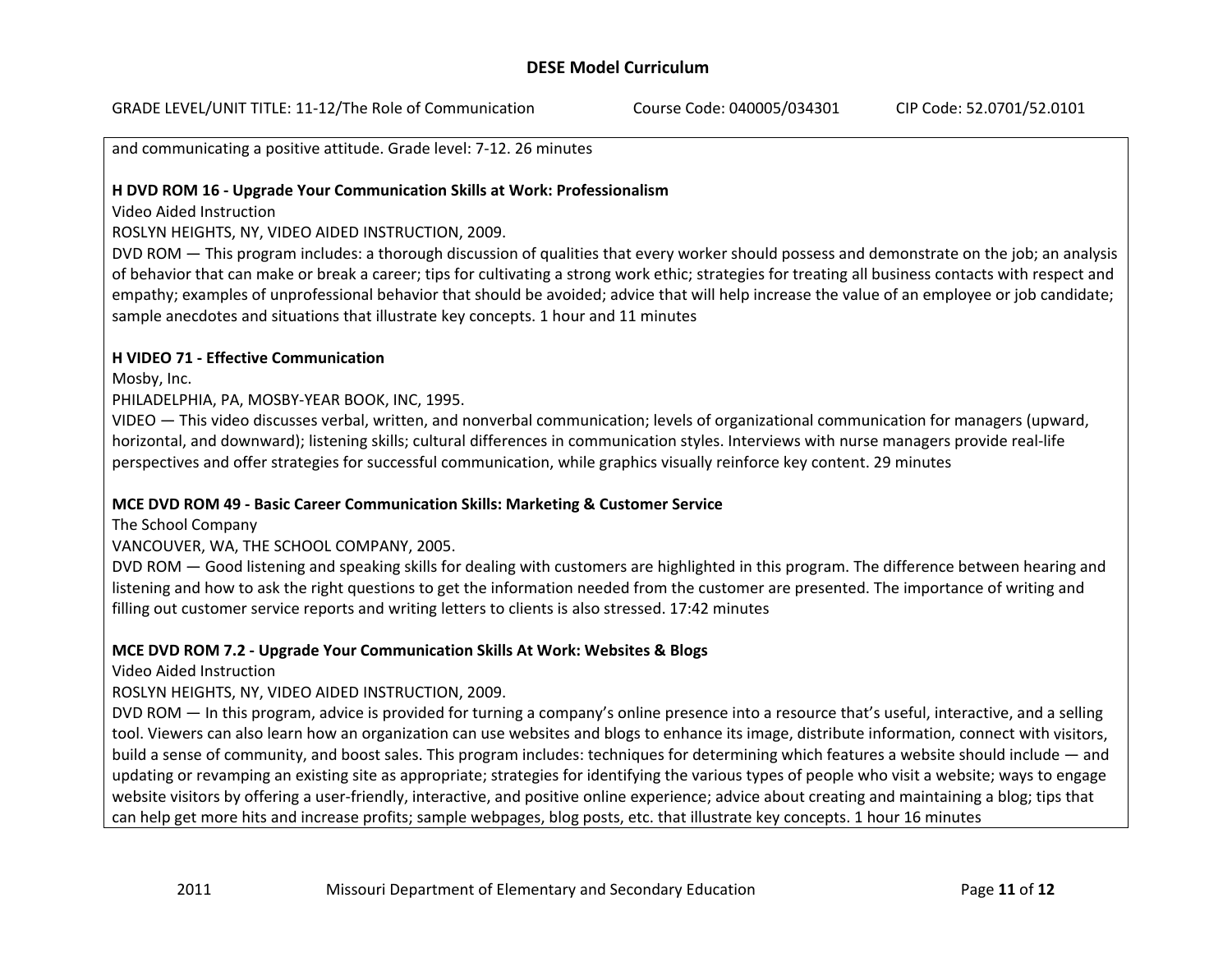and communicating a positive attitude. Grade level: 7-12. 26 minutes

**H DVD ROM 16 - Upgrade Your Communication Skills at Work: Professionalism**
Video Aided Instruction
ROSLYN HEIGHTS, NY, VIDEO AIDED INSTRUCTION, 2009.
DVD ROM — This program includes: a thorough discussion of qualities that every worker should possess and demonstrate on the job; an analysis of behavior that can make or break a career; tips for cultivating a strong work ethic; strategies for treating all business contacts with respect and empathy; examples of unprofessional behavior that should be avoided; advice that will help increase the value of an employee or job candidate; sample anecdotes and situations that illustrate key concepts. 1 hour and 11 minutes

**H VIDEO 71 - Effective Communication**
Mosby, Inc.
PHILADELPHIA, PA, MOSBY-YEAR BOOK, INC, 1995.
VIDEO — This video discusses verbal, written, and nonverbal communication; levels of organizational communication for managers (upward, horizontal, and downward); listening skills; cultural differences in communication styles. Interviews with nurse managers provide real-life perspectives and offer strategies for successful communication, while graphics visually reinforce key content. 29 minutes

**MCE DVD ROM 49 - Basic Career Communication Skills: Marketing & Customer Service**
The School Company
VANCOUVER, WA, THE SCHOOL COMPANY, 2005.
DVD ROM — Good listening and speaking skills for dealing with customers are highlighted in this program. The difference between hearing and listening and how to ask the right questions to get the information needed from the customer are presented. The importance of writing and filling out customer service reports and writing letters to clients is also stressed. 17:42 minutes

**MCE DVD ROM 7.2 - Upgrade Your Communication Skills At Work: Websites & Blogs**
Video Aided Instruction
ROSLYN HEIGHTS, NY, VIDEO AIDED INSTRUCTION, 2009.
DVD ROM — In this program, advice is provided for turning a company's online presence into a resource that's useful, interactive, and a selling tool. Viewers can also learn how an organization can use websites and blogs to enhance its image, distribute information, connect with visitors, build a sense of community, and boost sales. This program includes: techniques for determining which features a website should include — and updating or revamping an existing site as appropriate; strategies for identifying the various types of people who visit a website; ways to engage website visitors by offering a user-friendly, interactive, and positive online experience; advice about creating and maintaining a blog; tips that can help get more hits and increase profits; sample webpages, blog posts, etc. that illustrate key concepts. 1 hour 16 minutes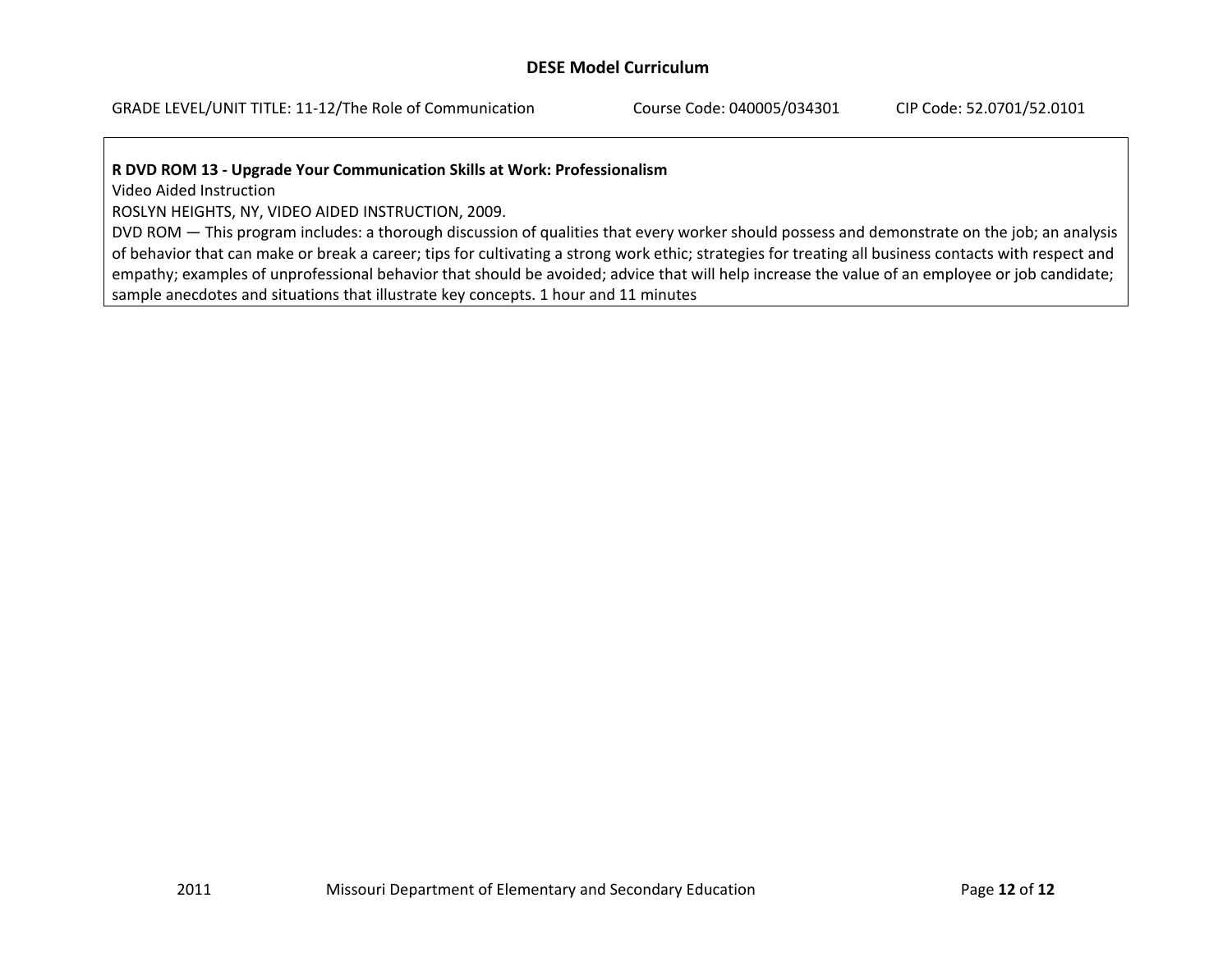**R DVD ROM 13 - Upgrade Your Communication Skills at Work: Professionalism**
Video Aided Instruction
ROSLYN HEIGHTS, NY, VIDEO AIDED INSTRUCTION, 2009.
DVD ROM — This program includes: a thorough discussion of qualities that every worker should possess and demonstrate on the job; an analysis of behavior that can make or break a career; tips for cultivating a strong work ethic; strategies for treating all business contacts with respect and empathy; examples of unprofessional behavior that should be avoided; advice that will help increase the value of an employee or job candidate; sample anecdotes and situations that illustrate key concepts. 1 hour and 11 minutes